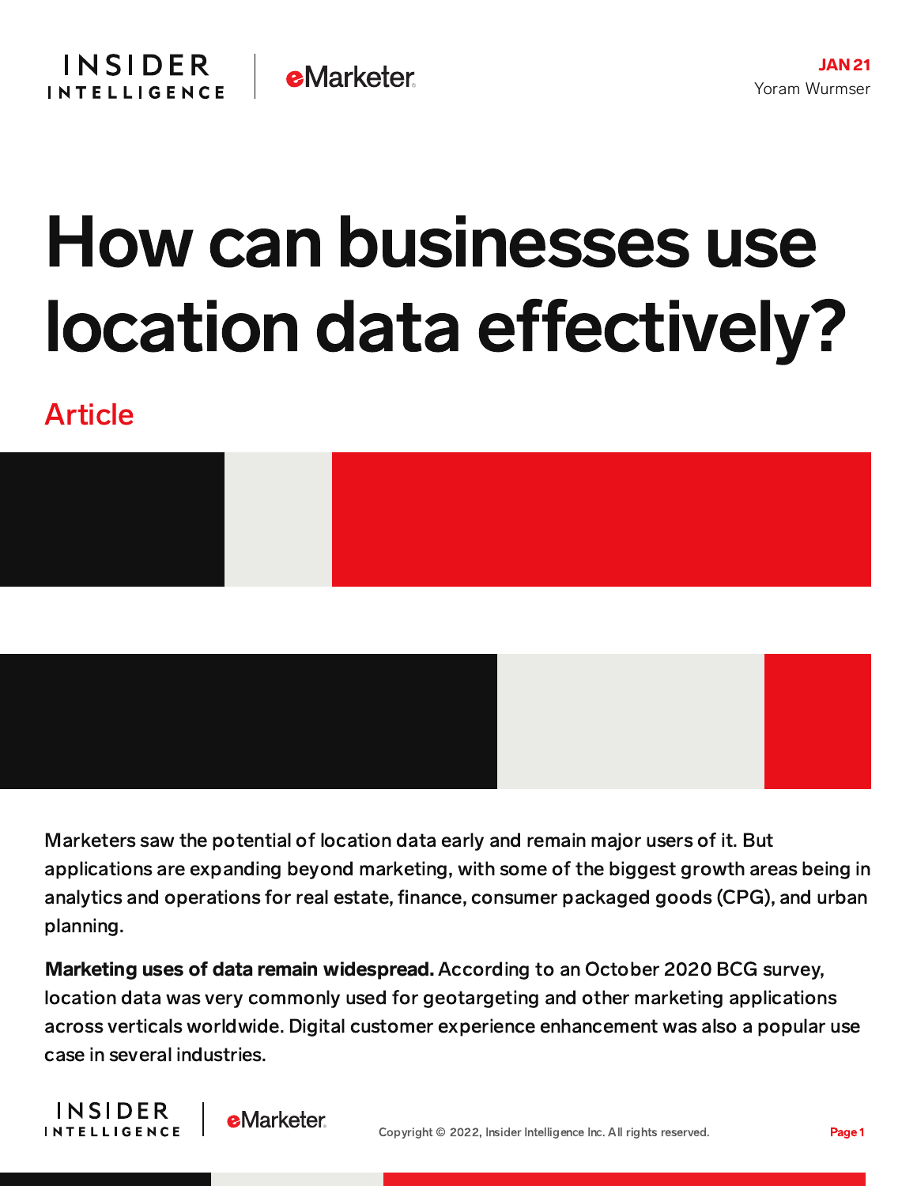JAN 21

Yoram Wurmser

# How can businesses use location data effectively?

Article

Marketers saw the potential of location data early and remain major users of it. But applications are expanding beyond marketing, with some of the biggest growth areas being in analytics and operations for real estate, finance, consumer packaged goods (CPG), and urban planning.

**Marketing uses of data remain widespread.** According to an October 2020 BCG survey, location data was very commonly used for geotargeting and other marketing applications across verticals worldwide. Digital customer experience enhancement was also a popular use case in several industries.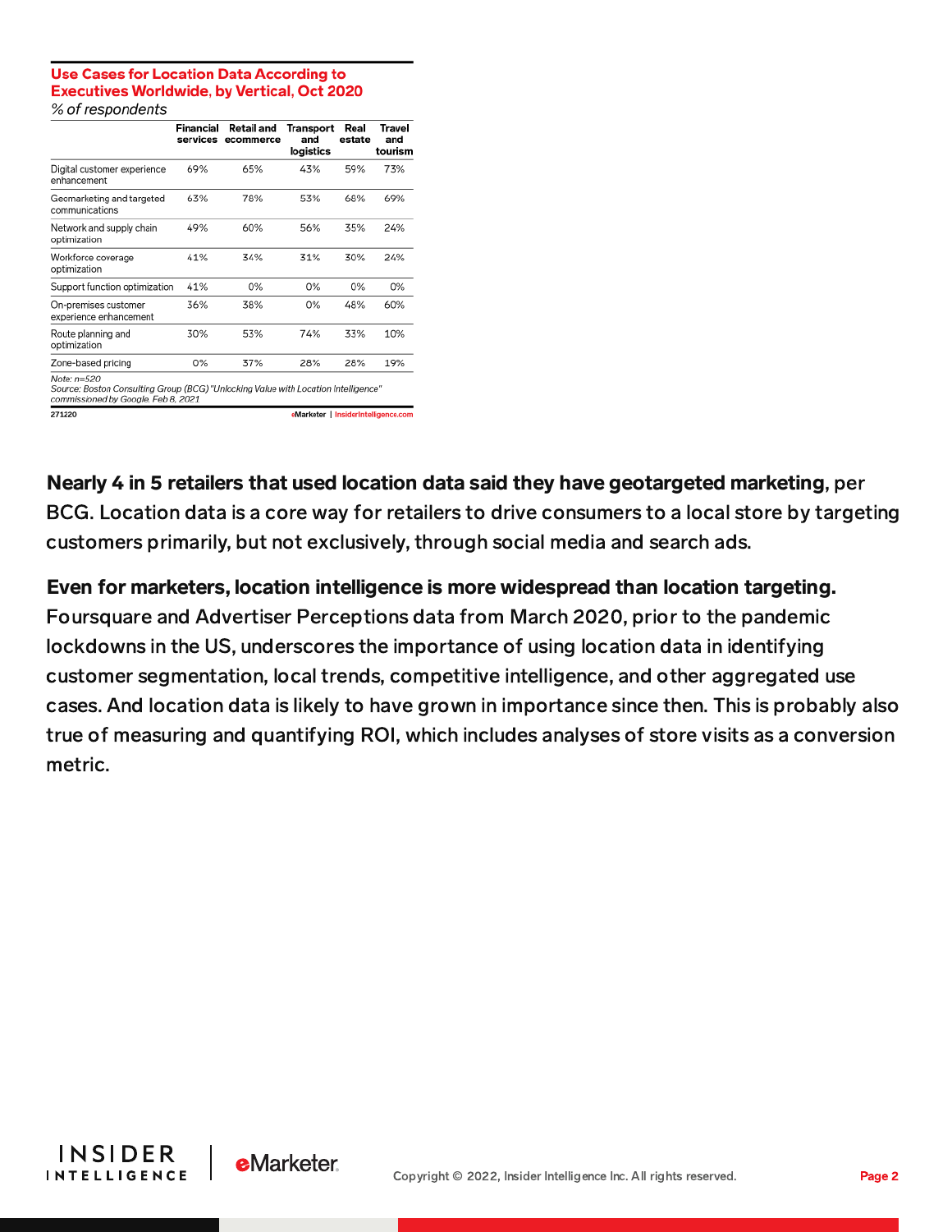**Use Cases for Location Data According to Executives Worldwide, by Vertical, Oct 2020**

*% of respondents*

| | Financial services | Retail and ecommerce | Transport and logistics | Real estate | Travel and tourism |
|---|---|---|---|---|---|
| Digital customer experience enhancement | 69% | 65% | 43% | 59% | 73% |
| Geomarketing and targeted communications | 63% | 78% | 53% | 68% | 69% |
| Network and supply chain optimization | 49% | 60% | 56% | 35% | 24% |
| Workforce coverage optimization | 41% | 34% | 31% | 30% | 24% |
| Support function optimization | 41% | 0% | 0% | 0% | 0% |
| On-premises customer experience enhancement | 36% | 38% | 0% | 48% | 60% |
| Route planning and optimization | 30% | 53% | 74% | 33% | 10% |
| Zone-based pricing | 0% | 37% | 28% | 28% | 19% |

*Note: n=520*
*Source: Boston Consulting Group (BCG) "Unlocking Value with Location Intelligence" commissioned by Google, Feb 8, 2021*

271220 eMarketer | InsiderIntelligence.com

**Nearly 4 in 5 retailers that used location data said they have geotargeted marketing**, per BCG. Location data is a core way for retailers to drive consumers to a local store by targeting customers primarily, but not exclusively, through social media and search ads.

**Even for marketers, location intelligence is more widespread than location targeting.** Foursquare and Advertiser Perceptions data from March 2020, prior to the pandemic lockdowns in the US, underscores the importance of using location data in identifying customer segmentation, local trends, competitive intelligence, and other aggregated use cases. And location data is likely to have grown in importance since then. This is probably also true of measuring and quantifying ROI, which includes analyses of store visits as a conversion metric.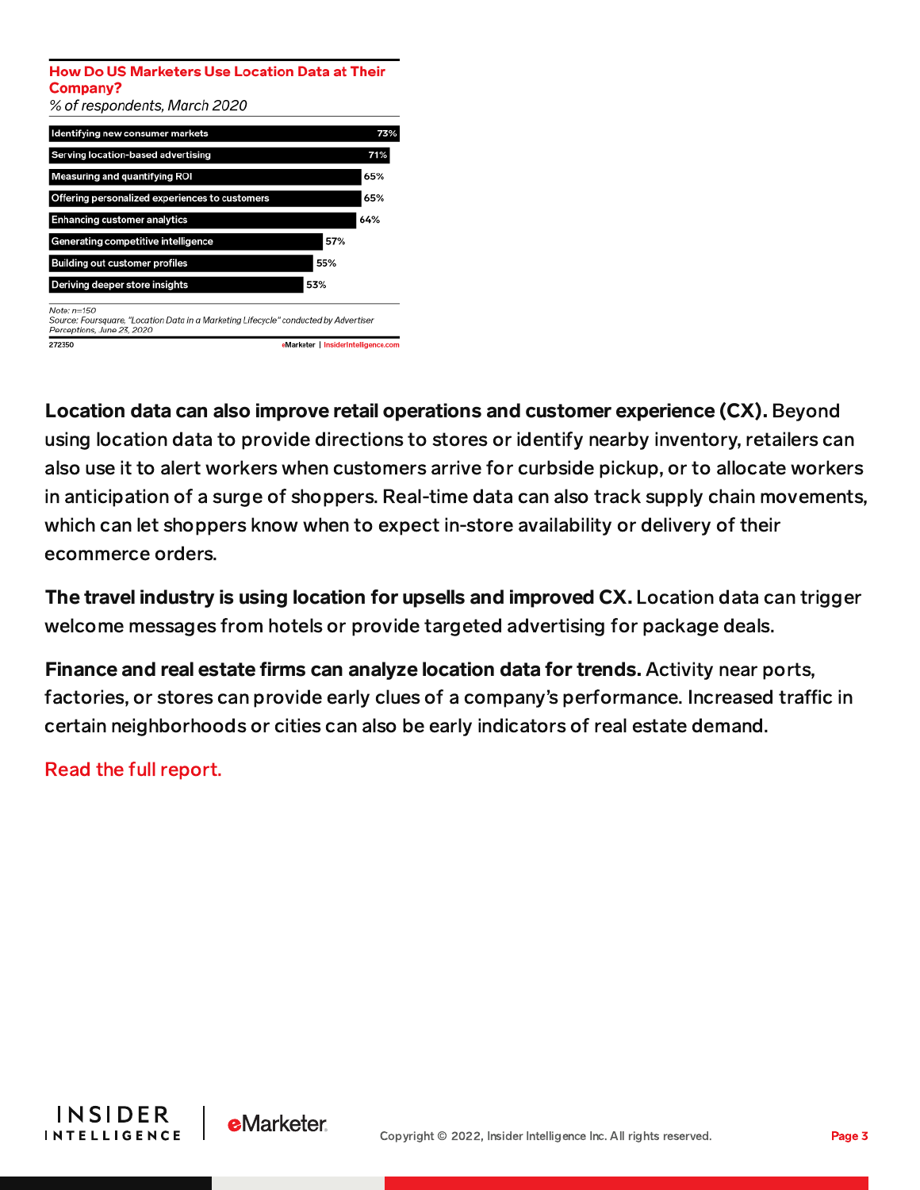**How Do US Marketers Use Location Data at Their Company?**

*% of respondents, March 2020*

Identifying new consumer markets 73%
Serving location-based advertising 71%
Measuring and quantifying ROI 65%
Offering personalized experiences to customers 65%
Enhancing customer analytics 64%
Generating competitive intelligence 57%
Building out customer profiles 55%
Deriving deeper store insights 53%

*Note: n=150*
*Source: Foursquare, "Location Data in a Marketing Lifecycle" conducted by Advertiser Perceptions, June 23, 2020*

272350 eMarketer | InsiderIntelligence.com

**Location data can also improve retail operations and customer experience (CX).** Beyond using location data to provide directions to stores or identify nearby inventory, retailers can also use it to alert workers when customers arrive for curbside pickup, or to allocate workers in anticipation of a surge of shoppers. Real-time data can also track supply chain movements, which can let shoppers know when to expect in-store availability or delivery of their ecommerce orders.

**The travel industry is using location for upsells and improved CX.** Location data can trigger welcome messages from hotels or provide targeted advertising for package deals.

**Finance and real estate firms can analyze location data for trends.** Activity near ports, factories, or stores can provide early clues of a company's performance. Increased traffic in certain neighborhoods or cities can also be early indicators of real estate demand.

Read the full report.